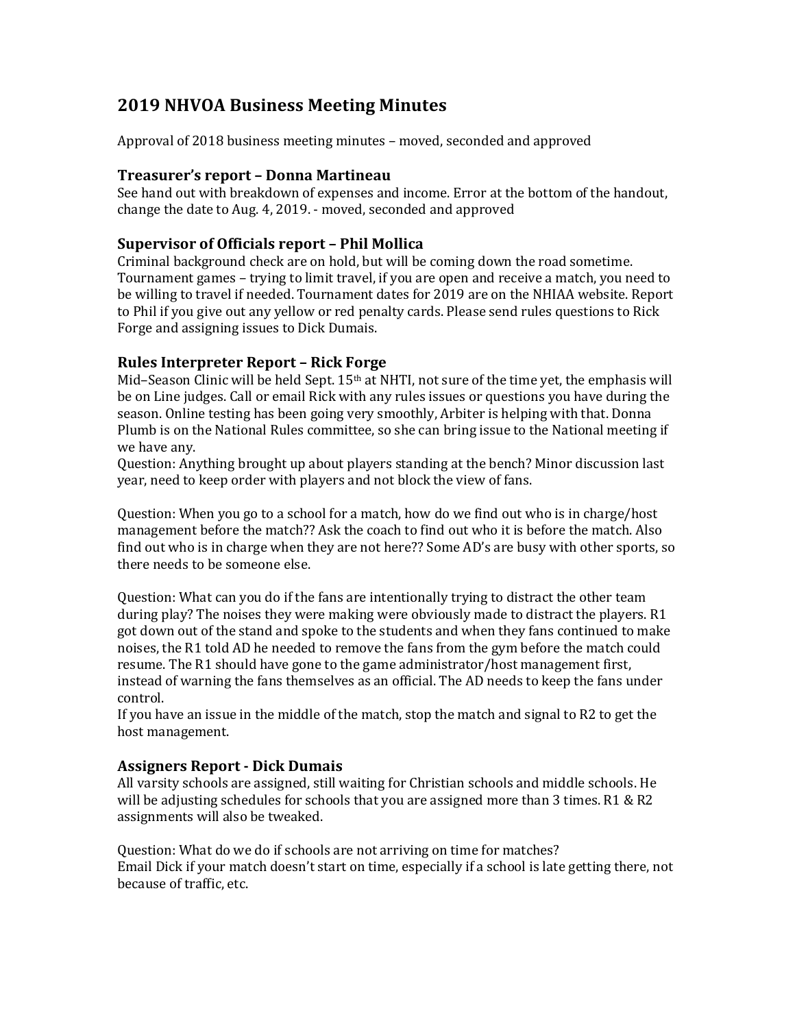# 2019 NHVOA Business Meeting Minutes

Approval of 2018 business meeting minutes – moved, seconded and approved

### Treasurer's report – Donna Martineau

See hand out with breakdown of expenses and income. Error at the bottom of the handout, change the date to Aug. 4, 2019. - moved, seconded and approved

### Supervisor of Officials report – Phil Mollica

Criminal background check are on hold, but will be coming down the road sometime. Tournament games – trying to limit travel, if you are open and receive a match, you need to be willing to travel if needed. Tournament dates for 2019 are on the NHIAA website. Report to Phil if you give out any yellow or red penalty cards. Please send rules questions to Rick Forge and assigning issues to Dick Dumais.

### Rules Interpreter Report – Rick Forge

Mid–Season Clinic will be held Sept. 15th at NHTI, not sure of the time yet, the emphasis will be on Line judges. Call or email Rick with any rules issues or questions you have during the season. Online testing has been going very smoothly, Arbiter is helping with that. Donna Plumb is on the National Rules committee, so she can bring issue to the National meeting if we have any.

Question: Anything brought up about players standing at the bench? Minor discussion last year, need to keep order with players and not block the view of fans.

Question: When you go to a school for a match, how do we find out who is in charge/host management before the match?? Ask the coach to find out who it is before the match. Also find out who is in charge when they are not here?? Some AD's are busy with other sports, so there needs to be someone else.

Question: What can you do if the fans are intentionally trying to distract the other team during play? The noises they were making were obviously made to distract the players. R1 got down out of the stand and spoke to the students and when they fans continued to make noises, the R1 told AD he needed to remove the fans from the gym before the match could resume. The R1 should have gone to the game administrator/host management first, instead of warning the fans themselves as an official. The AD needs to keep the fans under control.

If you have an issue in the middle of the match, stop the match and signal to R2 to get the host management.

### Assigners Report - Dick Dumais

All varsity schools are assigned, still waiting for Christian schools and middle schools. He will be adjusting schedules for schools that you are assigned more than 3 times. R1 & R2 assignments will also be tweaked.

Question: What do we do if schools are not arriving on time for matches?

Email Dick if your match doesn't start on time, especially if a school is late getting there, not because of traffic, etc.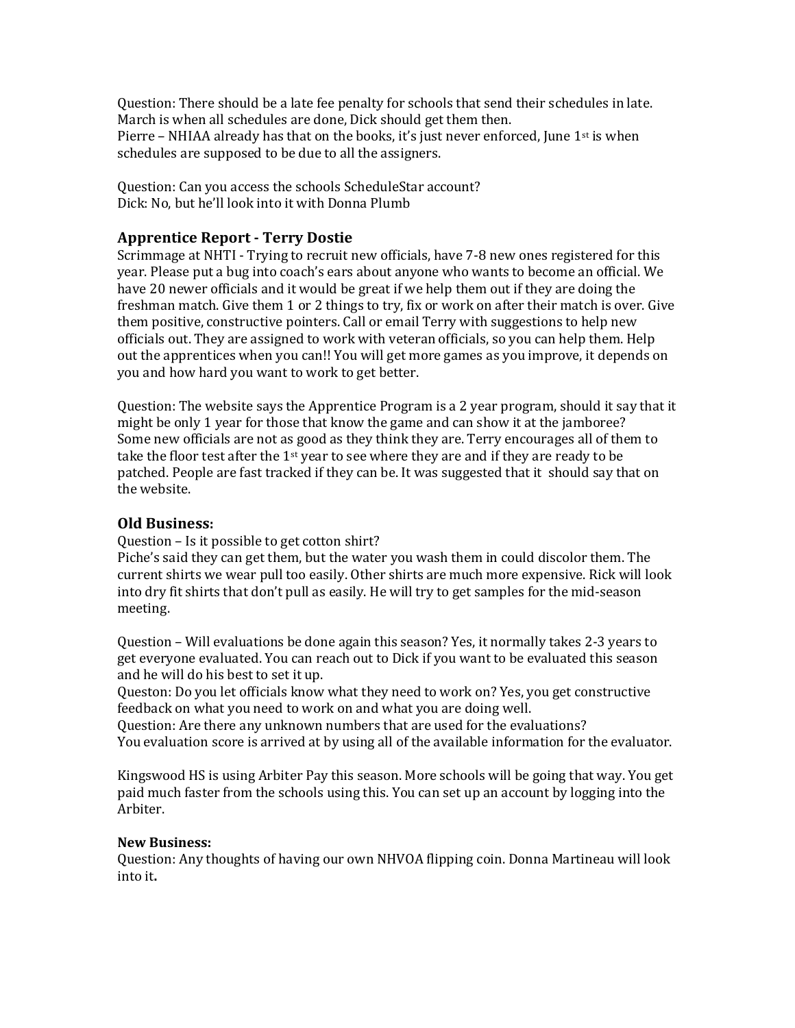Question: There should be a late fee penalty for schools that send their schedules in late. March is when all schedules are done, Dick should get them then.
Pierre – NHIAA already has that on the books, it's just never enforced, June 1st is when schedules are supposed to be due to all the assigners.

Question: Can you access the schools ScheduleStar account?
Dick: No, but he'll look into it with Donna Plumb

## Apprentice Report - Terry Dostie

Scrimmage at NHTI - Trying to recruit new officials, have 7-8 new ones registered for this year. Please put a bug into coach's ears about anyone who wants to become an official. We have 20 newer officials and it would be great if we help them out if they are doing the freshman match. Give them 1 or 2 things to try, fix or work on after their match is over. Give them positive, constructive pointers. Call or email Terry with suggestions to help new officials out. They are assigned to work with veteran officials, so you can help them. Help out the apprentices when you can!! You will get more games as you improve, it depends on you and how hard you want to work to get better.

Question: The website says the Apprentice Program is a 2 year program, should it say that it might be only 1 year for those that know the game and can show it at the jamboree?
Some new officials are not as good as they think they are. Terry encourages all of them to take the floor test after the 1st year to see where they are and if they are ready to be patched. People are fast tracked if they can be. It was suggested that it should say that on the website.

## Old Business:

Question – Is it possible to get cotton shirt?
Piche's said they can get them, but the water you wash them in could discolor them. The current shirts we wear pull too easily. Other shirts are much more expensive. Rick will look into dry fit shirts that don't pull as easily. He will try to get samples for the mid-season meeting.

Question – Will evaluations be done again this season? Yes, it normally takes 2-3 years to get everyone evaluated. You can reach out to Dick if you want to be evaluated this season and he will do his best to set it up.
Queston: Do you let officials know what they need to work on? Yes, you get constructive feedback on what you need to work on and what you are doing well.
Question: Are there any unknown numbers that are used for the evaluations?
You evaluation score is arrived at by using all of the available information for the evaluator.

Kingswood HS is using Arbiter Pay this season. More schools will be going that way. You get paid much faster from the schools using this. You can set up an account by logging into the Arbiter.

**New Business:**
Question: Any thoughts of having our own NHVOA flipping coin. Donna Martineau will look into it**.**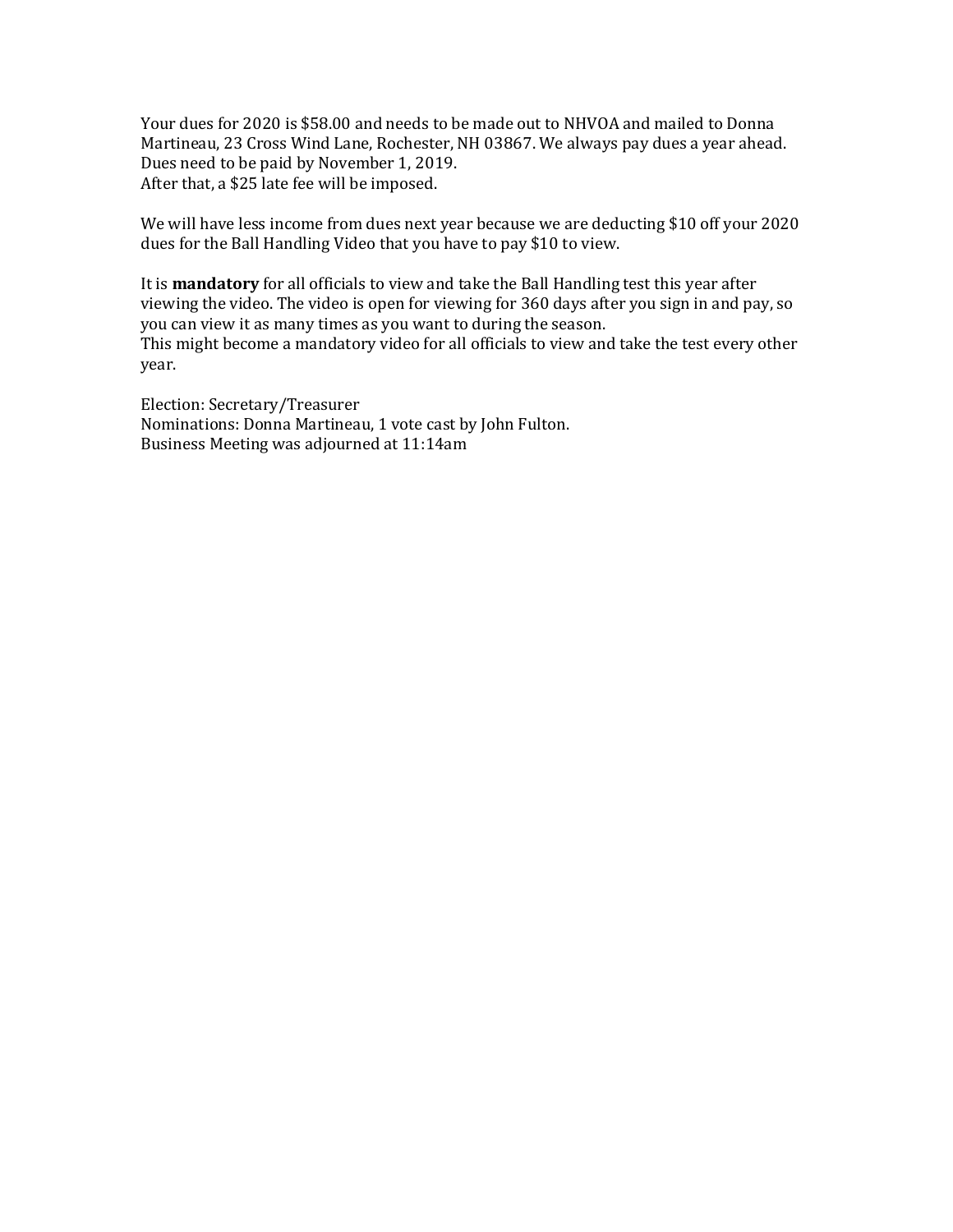Your dues for 2020 is $58.00 and needs to be made out to NHVOA and mailed to Donna Martineau, 23 Cross Wind Lane, Rochester, NH 03867. We always pay dues a year ahead. Dues need to be paid by November 1, 2019.
After that, a $25 late fee will be imposed.

We will have less income from dues next year because we are deducting $10 off your 2020 dues for the Ball Handling Video that you have to pay $10 to view.

It is **mandatory** for all officials to view and take the Ball Handling test this year after viewing the video. The video is open for viewing for 360 days after you sign in and pay, so you can view it as many times as you want to during the season.
This might become a mandatory video for all officials to view and take the test every other year.

Election: Secretary/Treasurer
Nominations: Donna Martineau, 1 vote cast by John Fulton.
Business Meeting was adjourned at 11:14am